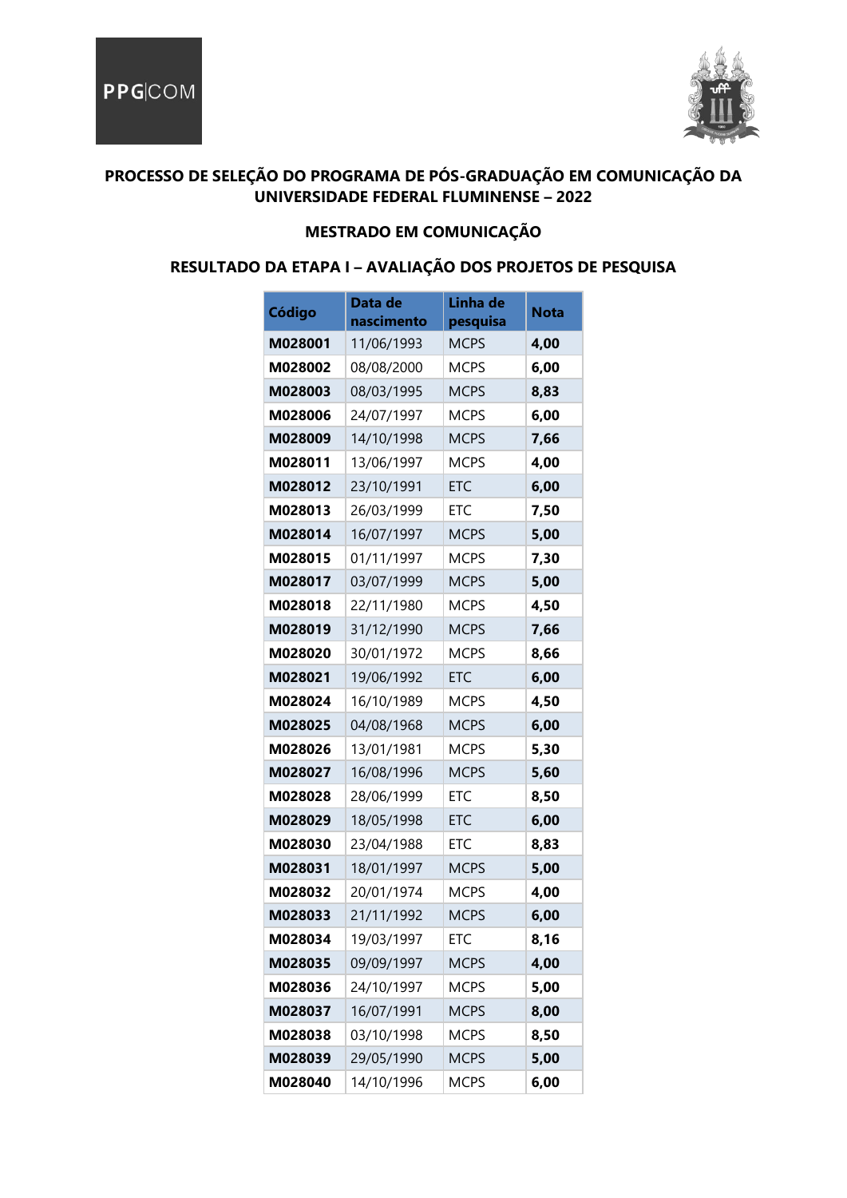PPG|COM

**PROCESSO DE SELEÇÃO DO PROGRAMA DE PÓS-GRADUAÇÃO EM COMUNICAÇÃO DA UNIVERSIDADE FEDERAL FLUMINENSE – 2022**

**MESTRADO EM COMUNICAÇÃO**

**RESULTADO DA ETAPA I – AVALIAÇÃO DOS PROJETOS DE PESQUISA**

| Código | Data de nascimento | Linha de pesquisa | Nota |
|---|---|---|---|
| **M028001** | 11/06/1993 | MCPS | **4,00** |
| **M028002** | 08/08/2000 | MCPS | **6,00** |
| **M028003** | 08/03/1995 | MCPS | **8,83** |
| **M028006** | 24/07/1997 | MCPS | **6,00** |
| **M028009** | 14/10/1998 | MCPS | **7,66** |
| **M028011** | 13/06/1997 | MCPS | **4,00** |
| **M028012** | 23/10/1991 | ETC | **6,00** |
| **M028013** | 26/03/1999 | ETC | **7,50** |
| **M028014** | 16/07/1997 | MCPS | **5,00** |
| **M028015** | 01/11/1997 | MCPS | **7,30** |
| **M028017** | 03/07/1999 | MCPS | **5,00** |
| **M028018** | 22/11/1980 | MCPS | **4,50** |
| **M028019** | 31/12/1990 | MCPS | **7,66** |
| **M028020** | 30/01/1972 | MCPS | **8,66** |
| **M028021** | 19/06/1992 | ETC | **6,00** |
| **M028024** | 16/10/1989 | MCPS | **4,50** |
| **M028025** | 04/08/1968 | MCPS | **6,00** |
| **M028026** | 13/01/1981 | MCPS | **5,30** |
| **M028027** | 16/08/1996 | MCPS | **5,60** |
| **M028028** | 28/06/1999 | ETC | **8,50** |
| **M028029** | 18/05/1998 | ETC | **6,00** |
| **M028030** | 23/04/1988 | ETC | **8,83** |
| **M028031** | 18/01/1997 | MCPS | **5,00** |
| **M028032** | 20/01/1974 | MCPS | **4,00** |
| **M028033** | 21/11/1992 | MCPS | **6,00** |
| **M028034** | 19/03/1997 | ETC | **8,16** |
| **M028035** | 09/09/1997 | MCPS | **4,00** |
| **M028036** | 24/10/1997 | MCPS | **5,00** |
| **M028037** | 16/07/1991 | MCPS | **8,00** |
| **M028038** | 03/10/1998 | MCPS | **8,50** |
| **M028039** | 29/05/1990 | MCPS | **5,00** |
| **M028040** | 14/10/1996 | MCPS | **6,00** |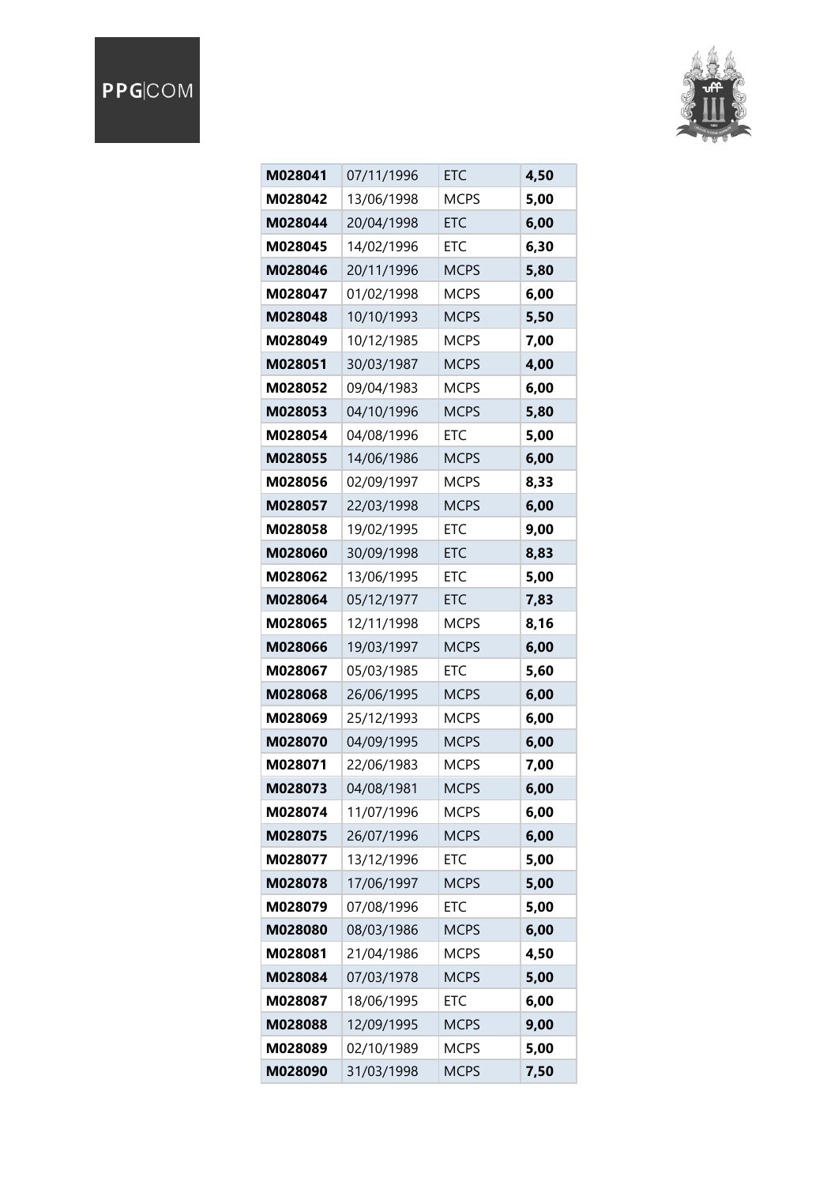| M028041 | 07/11/1996 | ETC | 4,50 |
|---|---|---|---|
| M028042 | 13/06/1998 | MCPS | 5,00 |
| M028044 | 20/04/1998 | ETC | 6,00 |
| M028045 | 14/02/1996 | ETC | 6,30 |
| M028046 | 20/11/1996 | MCPS | 5,80 |
| M028047 | 01/02/1998 | MCPS | 6,00 |
| M028048 | 10/10/1993 | MCPS | 5,50 |
| M028049 | 10/12/1985 | MCPS | 7,00 |
| M028051 | 30/03/1987 | MCPS | 4,00 |
| M028052 | 09/04/1983 | MCPS | 6,00 |
| M028053 | 04/10/1996 | MCPS | 5,80 |
| M028054 | 04/08/1996 | ETC | 5,00 |
| M028055 | 14/06/1986 | MCPS | 6,00 |
| M028056 | 02/09/1997 | MCPS | 8,33 |
| M028057 | 22/03/1998 | MCPS | 6,00 |
| M028058 | 19/02/1995 | ETC | 9,00 |
| M028060 | 30/09/1998 | ETC | 8,83 |
| M028062 | 13/06/1995 | ETC | 5,00 |
| M028064 | 05/12/1977 | ETC | 7,83 |
| M028065 | 12/11/1998 | MCPS | 8,16 |
| M028066 | 19/03/1997 | MCPS | 6,00 |
| M028067 | 05/03/1985 | ETC | 5,60 |
| M028068 | 26/06/1995 | MCPS | 6,00 |
| M028069 | 25/12/1993 | MCPS | 6,00 |
| M028070 | 04/09/1995 | MCPS | 6,00 |
| M028071 | 22/06/1983 | MCPS | 7,00 |
| M028073 | 04/08/1981 | MCPS | 6,00 |
| M028074 | 11/07/1996 | MCPS | 6,00 |
| M028075 | 26/07/1996 | MCPS | 6,00 |
| M028077 | 13/12/1996 | ETC | 5,00 |
| M028078 | 17/06/1997 | MCPS | 5,00 |
| M028079 | 07/08/1996 | ETC | 5,00 |
| M028080 | 08/03/1986 | MCPS | 6,00 |
| M028081 | 21/04/1986 | MCPS | 4,50 |
| M028084 | 07/03/1978 | MCPS | 5,00 |
| M028087 | 18/06/1995 | ETC | 6,00 |
| M028088 | 12/09/1995 | MCPS | 9,00 |
| M028089 | 02/10/1989 | MCPS | 5,00 |
| M028090 | 31/03/1998 | MCPS | 7,50 |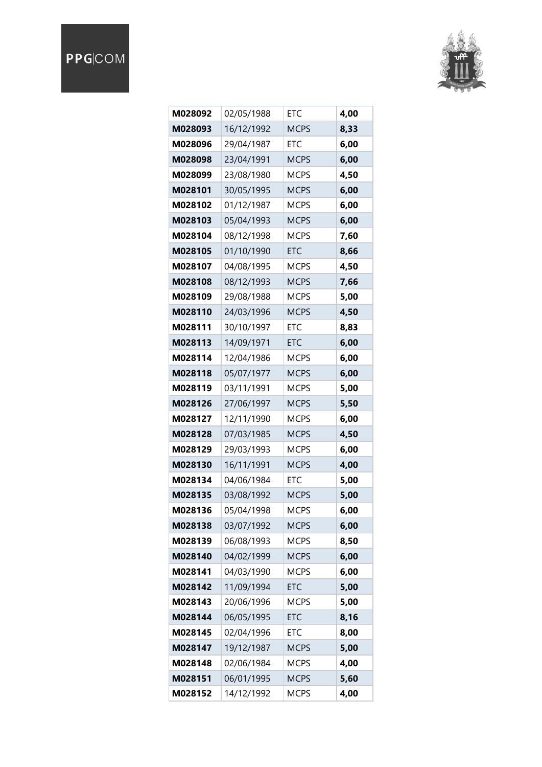| | | | |
|---|---|---|---|
| **M028092** | 02/05/1988 | ETC | **4,00** |
| **M028093** | 16/12/1992 | MCPS | **8,33** |
| **M028096** | 29/04/1987 | ETC | **6,00** |
| **M028098** | 23/04/1991 | MCPS | **6,00** |
| **M028099** | 23/08/1980 | MCPS | **4,50** |
| **M028101** | 30/05/1995 | MCPS | **6,00** |
| **M028102** | 01/12/1987 | MCPS | **6,00** |
| **M028103** | 05/04/1993 | MCPS | **6,00** |
| **M028104** | 08/12/1998 | MCPS | **7,60** |
| **M028105** | 01/10/1990 | ETC | **8,66** |
| **M028107** | 04/08/1995 | MCPS | **4,50** |
| **M028108** | 08/12/1993 | MCPS | **7,66** |
| **M028109** | 29/08/1988 | MCPS | **5,00** |
| **M028110** | 24/03/1996 | MCPS | **4,50** |
| **M028111** | 30/10/1997 | ETC | **8,83** |
| **M028113** | 14/09/1971 | ETC | **6,00** |
| **M028114** | 12/04/1986 | MCPS | **6,00** |
| **M028118** | 05/07/1977 | MCPS | **6,00** |
| **M028119** | 03/11/1991 | MCPS | **5,00** |
| **M028126** | 27/06/1997 | MCPS | **5,50** |
| **M028127** | 12/11/1990 | MCPS | **6,00** |
| **M028128** | 07/03/1985 | MCPS | **4,50** |
| **M028129** | 29/03/1993 | MCPS | **6,00** |
| **M028130** | 16/11/1991 | MCPS | **4,00** |
| **M028134** | 04/06/1984 | ETC | **5,00** |
| **M028135** | 03/08/1992 | MCPS | **5,00** |
| **M028136** | 05/04/1998 | MCPS | **6,00** |
| **M028138** | 03/07/1992 | MCPS | **6,00** |
| **M028139** | 06/08/1993 | MCPS | **8,50** |
| **M028140** | 04/02/1999 | MCPS | **6,00** |
| **M028141** | 04/03/1990 | MCPS | **6,00** |
| **M028142** | 11/09/1994 | ETC | **5,00** |
| **M028143** | 20/06/1996 | MCPS | **5,00** |
| **M028144** | 06/05/1995 | ETC | **8,16** |
| **M028145** | 02/04/1996 | ETC | **8,00** |
| **M028147** | 19/12/1987 | MCPS | **5,00** |
| **M028148** | 02/06/1984 | MCPS | **4,00** |
| **M028151** | 06/01/1995 | MCPS | **5,60** |
| **M028152** | 14/12/1992 | MCPS | **4,00** |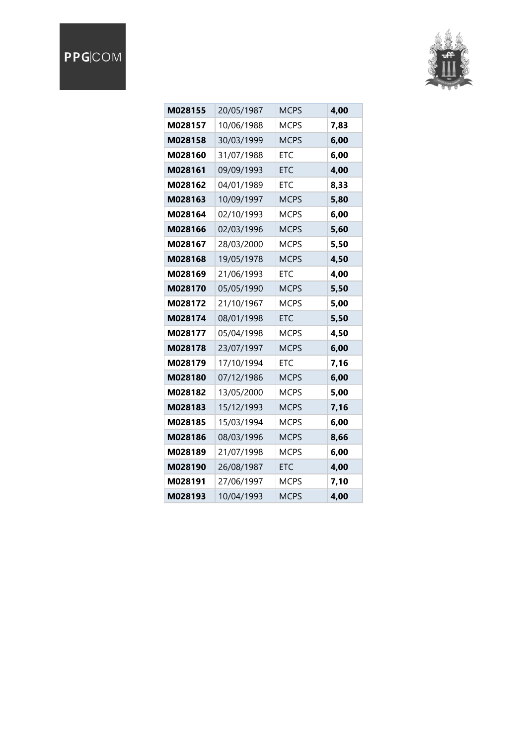| | | | |
|---|---|---|---|
| **M028155** | 20/05/1987 | MCPS | **4,00** |
| **M028157** | 10/06/1988 | MCPS | **7,83** |
| **M028158** | 30/03/1999 | MCPS | **6,00** |
| **M028160** | 31/07/1988 | ETC | **6,00** |
| **M028161** | 09/09/1993 | ETC | **4,00** |
| **M028162** | 04/01/1989 | ETC | **8,33** |
| **M028163** | 10/09/1997 | MCPS | **5,80** |
| **M028164** | 02/10/1993 | MCPS | **6,00** |
| **M028166** | 02/03/1996 | MCPS | **5,60** |
| **M028167** | 28/03/2000 | MCPS | **5,50** |
| **M028168** | 19/05/1978 | MCPS | **4,50** |
| **M028169** | 21/06/1993 | ETC | **4,00** |
| **M028170** | 05/05/1990 | MCPS | **5,50** |
| **M028172** | 21/10/1967 | MCPS | **5,00** |
| **M028174** | 08/01/1998 | ETC | **5,50** |
| **M028177** | 05/04/1998 | MCPS | **4,50** |
| **M028178** | 23/07/1997 | MCPS | **6,00** |
| **M028179** | 17/10/1994 | ETC | **7,16** |
| **M028180** | 07/12/1986 | MCPS | **6,00** |
| **M028182** | 13/05/2000 | MCPS | **5,00** |
| **M028183** | 15/12/1993 | MCPS | **7,16** |
| **M028185** | 15/03/1994 | MCPS | **6,00** |
| **M028186** | 08/03/1996 | MCPS | **8,66** |
| **M028189** | 21/07/1998 | MCPS | **6,00** |
| **M028190** | 26/08/1987 | ETC | **4,00** |
| **M028191** | 27/06/1997 | MCPS | **7,10** |
| **M028193** | 10/04/1993 | MCPS | **4,00** |